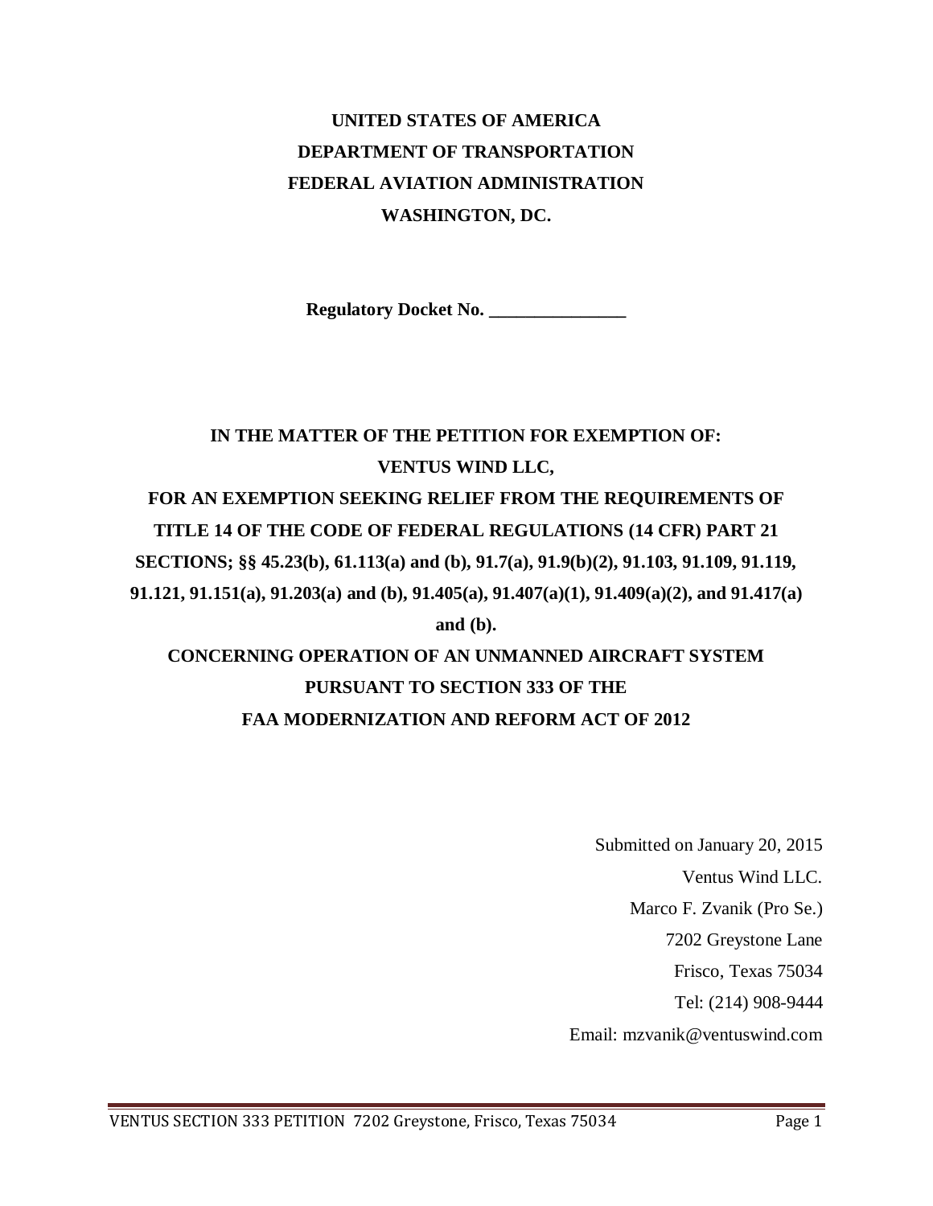**UNITED STATES OF AMERICA**

**DEPARTMENT OF TRANSPORTATION**

**FEDERAL AVIATION ADMINISTRATION**

**WASHINGTON, DC.**

**Regulatory Docket No. _______________**

**IN THE MATTER OF THE PETITION FOR EXEMPTION OF:**

**VENTUS WIND LLC,**

**FOR AN EXEMPTION SEEKING RELIEF FROM THE REQUIREMENTS OF TITLE 14 OF THE CODE OF FEDERAL REGULATIONS (14 CFR) PART 21 SECTIONS; §§ 45.23(b), 61.113(a) and (b), 91.7(a), 91.9(b)(2), 91.103, 91.109, 91.119, 91.121, 91.151(a), 91.203(a) and (b), 91.405(a), 91.407(a)(1), 91.409(a)(2), and 91.417(a) and (b).**

**CONCERNING OPERATION OF AN UNMANNED AIRCRAFT SYSTEM PURSUANT TO SECTION 333 OF THE FAA MODERNIZATION AND REFORM ACT OF 2012**

Submitted on January 20, 2015

Ventus Wind LLC.

Marco F. Zvanik (Pro Se.)

7202 Greystone Lane

Frisco, Texas 75034

Tel: (214) 908-9444

Email: mzvanik@ventuswind.com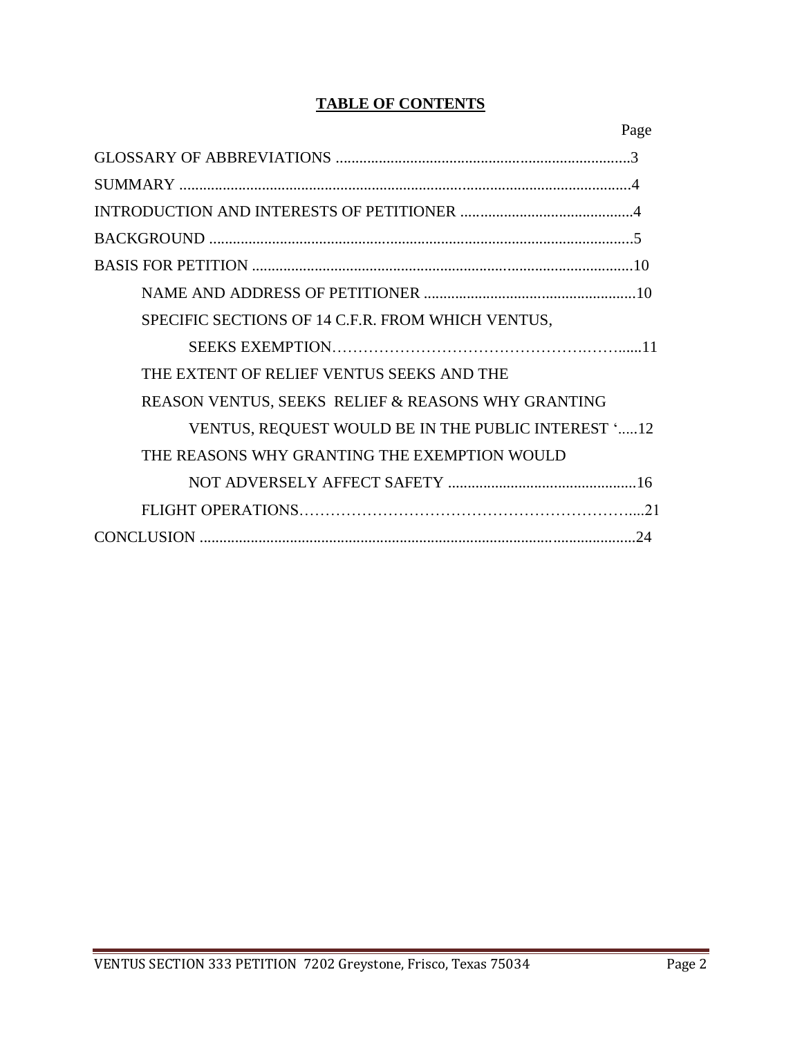## TABLE OF CONTENTS

| | Page |
|---|---|
| GLOSSARY OF ABBREVIATIONS | 3 |
| SUMMARY | 4 |
| INTRODUCTION AND INTERESTS OF PETITIONER | 4 |
| BACKGROUND | 5 |
| BASIS FOR PETITION | 10 |
| NAME AND ADDRESS OF PETITIONER | 10 |
| SPECIFIC SECTIONS OF 14 C.F.R. FROM WHICH VENTUS, SEEKS EXEMPTION | 11 |
| THE EXTENT OF RELIEF VENTUS SEEKS AND THE REASON VENTUS, SEEKS RELIEF & REASONS WHY GRANTING VENTUS, REQUEST WOULD BE IN THE PUBLIC INTEREST ' | 12 |
| THE REASONS WHY GRANTING THE EXEMPTION WOULD NOT ADVERSELY AFFECT SAFETY | 16 |
| FLIGHT OPERATIONS | 21 |
| CONCLUSION | 24 |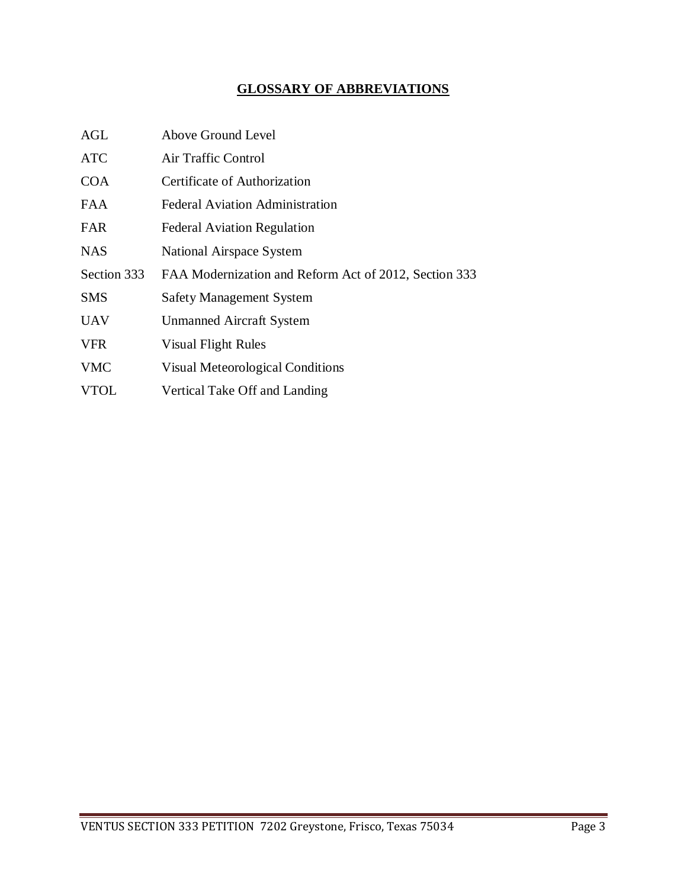## GLOSSARY OF ABBREVIATIONS

| | |
|---|---|
| AGL | Above Ground Level |
| ATC | Air Traffic Control |
| COA | Certificate of Authorization |
| FAA | Federal Aviation Administration |
| FAR | Federal Aviation Regulation |
| NAS | National Airspace System |
| Section 333 | FAA Modernization and Reform Act of 2012, Section 333 |
| SMS | Safety Management System |
| UAV | Unmanned Aircraft System |
| VFR | Visual Flight Rules |
| VMC | Visual Meteorological Conditions |
| VTOL | Vertical Take Off and Landing |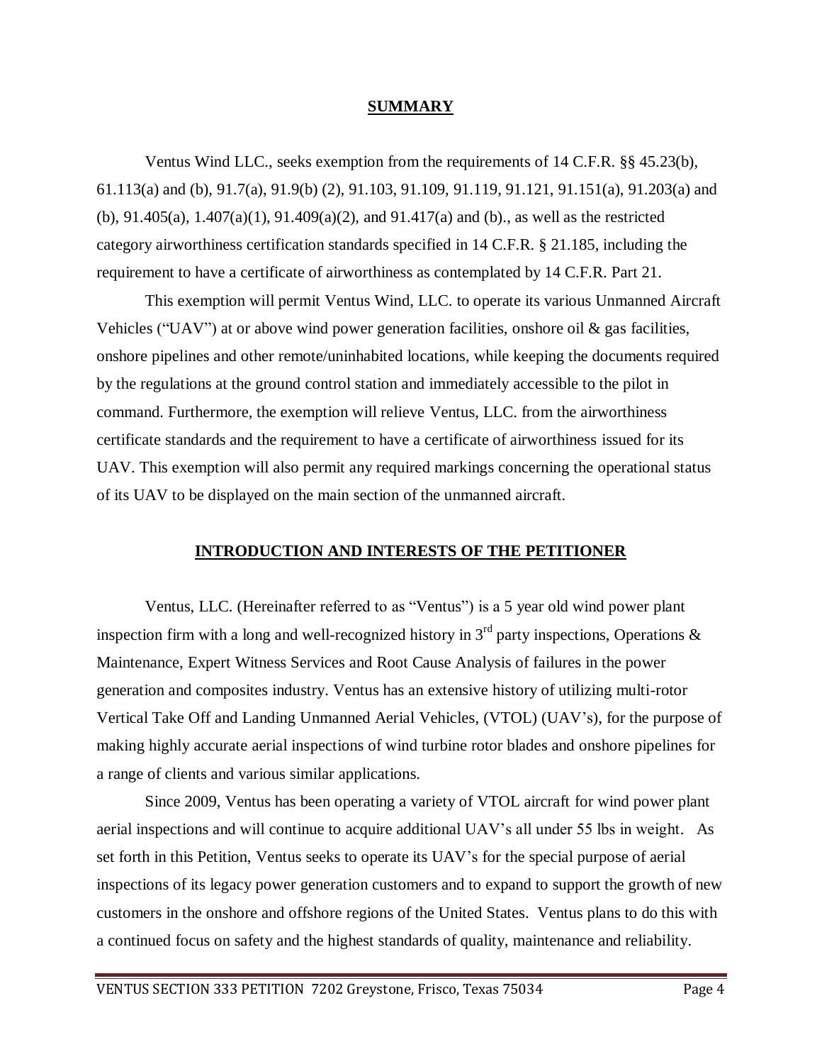## SUMMARY

Ventus Wind LLC., seeks exemption from the requirements of 14 C.F.R. §§ 45.23(b), 61.113(a) and (b), 91.7(a), 91.9(b) (2), 91.103, 91.109, 91.119, 91.121, 91.151(a), 91.203(a) and (b), 91.405(a), 1.407(a)(1), 91.409(a)(2), and 91.417(a) and (b)., as well as the restricted category airworthiness certification standards specified in 14 C.F.R. § 21.185, including the requirement to have a certificate of airworthiness as contemplated by 14 C.F.R. Part 21.

This exemption will permit Ventus Wind, LLC. to operate its various Unmanned Aircraft Vehicles ("UAV") at or above wind power generation facilities, onshore oil & gas facilities, onshore pipelines and other remote/uninhabited locations, while keeping the documents required by the regulations at the ground control station and immediately accessible to the pilot in command. Furthermore, the exemption will relieve Ventus, LLC. from the airworthiness certificate standards and the requirement to have a certificate of airworthiness issued for its UAV. This exemption will also permit any required markings concerning the operational status of its UAV to be displayed on the main section of the unmanned aircraft.

## INTRODUCTION AND INTERESTS OF THE PETITIONER

Ventus, LLC. (Hereinafter referred to as "Ventus") is a 5 year old wind power plant inspection firm with a long and well-recognized history in 3rd party inspections, Operations & Maintenance, Expert Witness Services and Root Cause Analysis of failures in the power generation and composites industry. Ventus has an extensive history of utilizing multi-rotor Vertical Take Off and Landing Unmanned Aerial Vehicles, (VTOL) (UAV's), for the purpose of making highly accurate aerial inspections of wind turbine rotor blades and onshore pipelines for a range of clients and various similar applications.

Since 2009, Ventus has been operating a variety of VTOL aircraft for wind power plant aerial inspections and will continue to acquire additional UAV's all under 55 lbs in weight. As set forth in this Petition, Ventus seeks to operate its UAV's for the special purpose of aerial inspections of its legacy power generation customers and to expand to support the growth of new customers in the onshore and offshore regions of the United States. Ventus plans to do this with a continued focus on safety and the highest standards of quality, maintenance and reliability.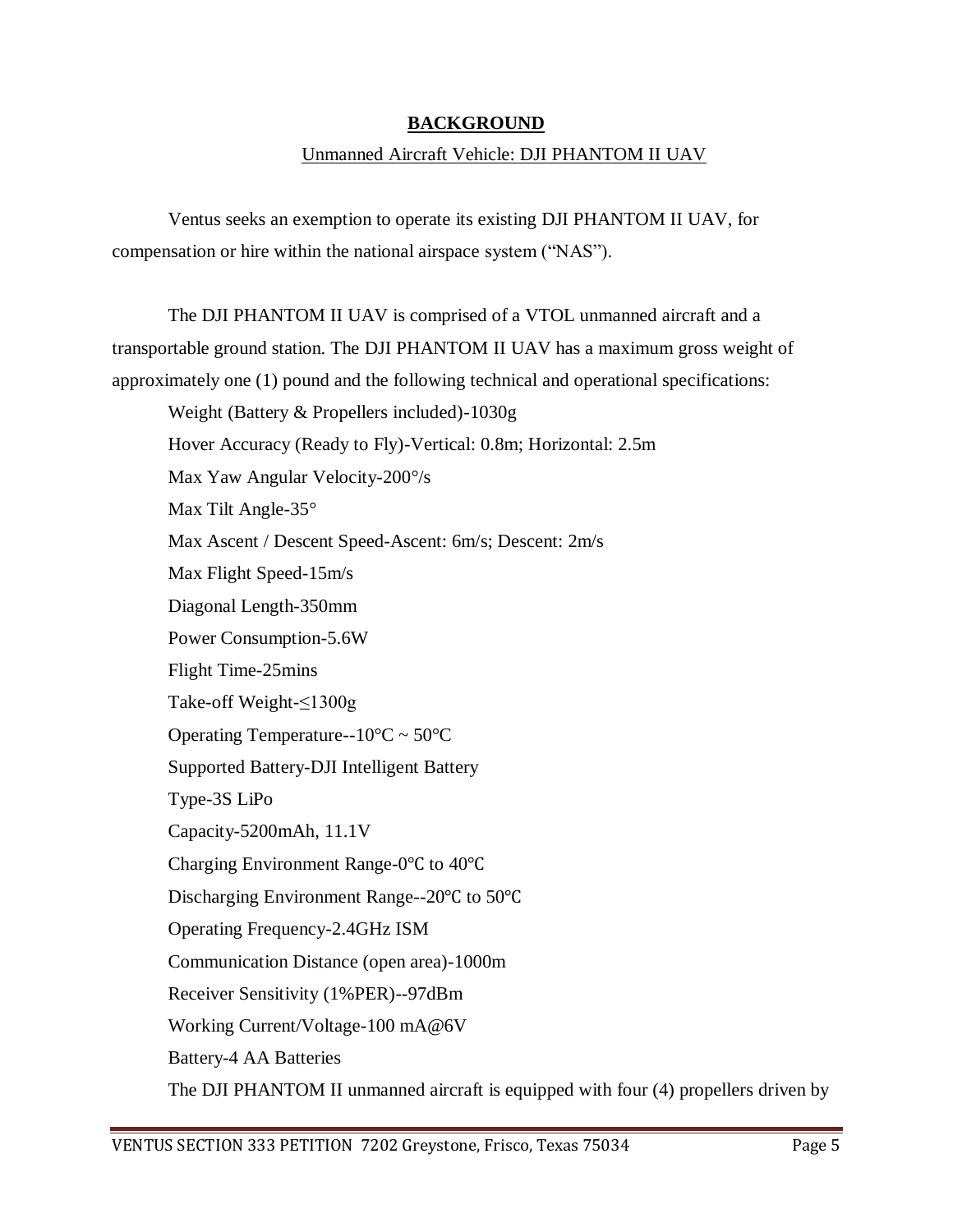## BACKGROUND

Unmanned Aircraft Vehicle: DJI PHANTOM II UAV

Ventus seeks an exemption to operate its existing DJI PHANTOM II UAV, for compensation or hire within the national airspace system ("NAS").

The DJI PHANTOM II UAV is comprised of a VTOL unmanned aircraft and a transportable ground station. The DJI PHANTOM II UAV has a maximum gross weight of approximately one (1) pound and the following technical and operational specifications:

Weight (Battery & Propellers included)-1030g

Hover Accuracy (Ready to Fly)-Vertical: 0.8m; Horizontal: 2.5m

Max Yaw Angular Velocity-200°/s

Max Tilt Angle-35°

Max Ascent / Descent Speed-Ascent: 6m/s; Descent: 2m/s

Max Flight Speed-15m/s

Diagonal Length-350mm

Power Consumption-5.6W

Flight Time-25mins

Take-off Weight-≤1300g

Operating Temperature--10°C ~ 50°C

Supported Battery-DJI Intelligent Battery

Type-3S LiPo

Capacity-5200mAh, 11.1V

Charging Environment Range-0℃ to 40℃

Discharging Environment Range--20℃ to 50℃

Operating Frequency-2.4GHz ISM

Communication Distance (open area)-1000m

Receiver Sensitivity (1%PER)--97dBm

Working Current/Voltage-100 mA@6V

Battery-4 AA Batteries

The DJI PHANTOM II unmanned aircraft is equipped with four (4) propellers driven by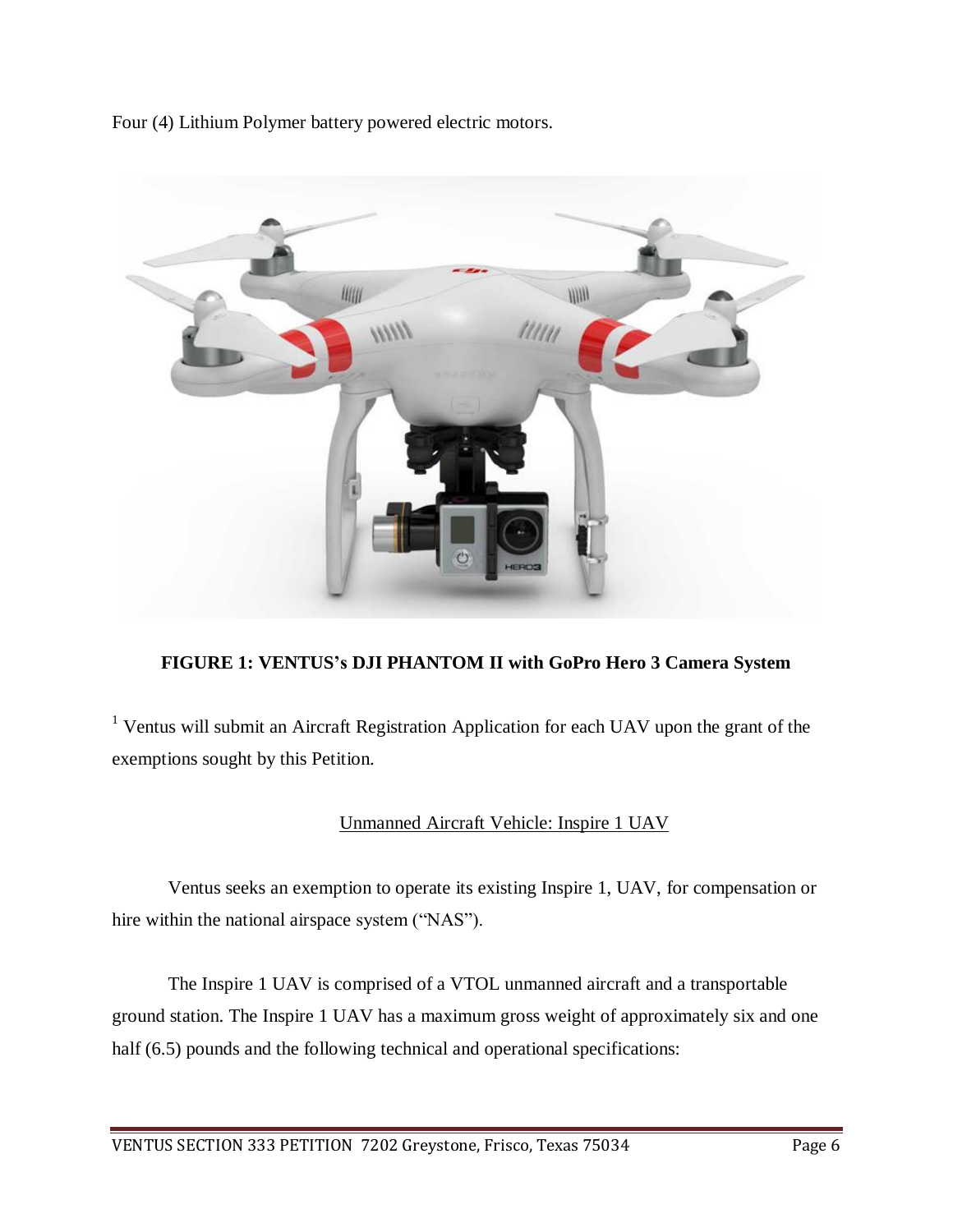Four (4) Lithium Polymer battery powered electric motors.

**FIGURE 1: VENTUS's DJI PHANTOM II with GoPro Hero 3 Camera System**

[1] Ventus will submit an Aircraft Registration Application for each UAV upon the grant of the exemptions sought by this Petition.

<u>Unmanned Aircraft Vehicle: Inspire 1 UAV</u>

Ventus seeks an exemption to operate its existing Inspire 1, UAV, for compensation or hire within the national airspace system ("NAS").

The Inspire 1 UAV is comprised of a VTOL unmanned aircraft and a transportable ground station. The Inspire 1 UAV has a maximum gross weight of approximately six and one half (6.5) pounds and the following technical and operational specifications: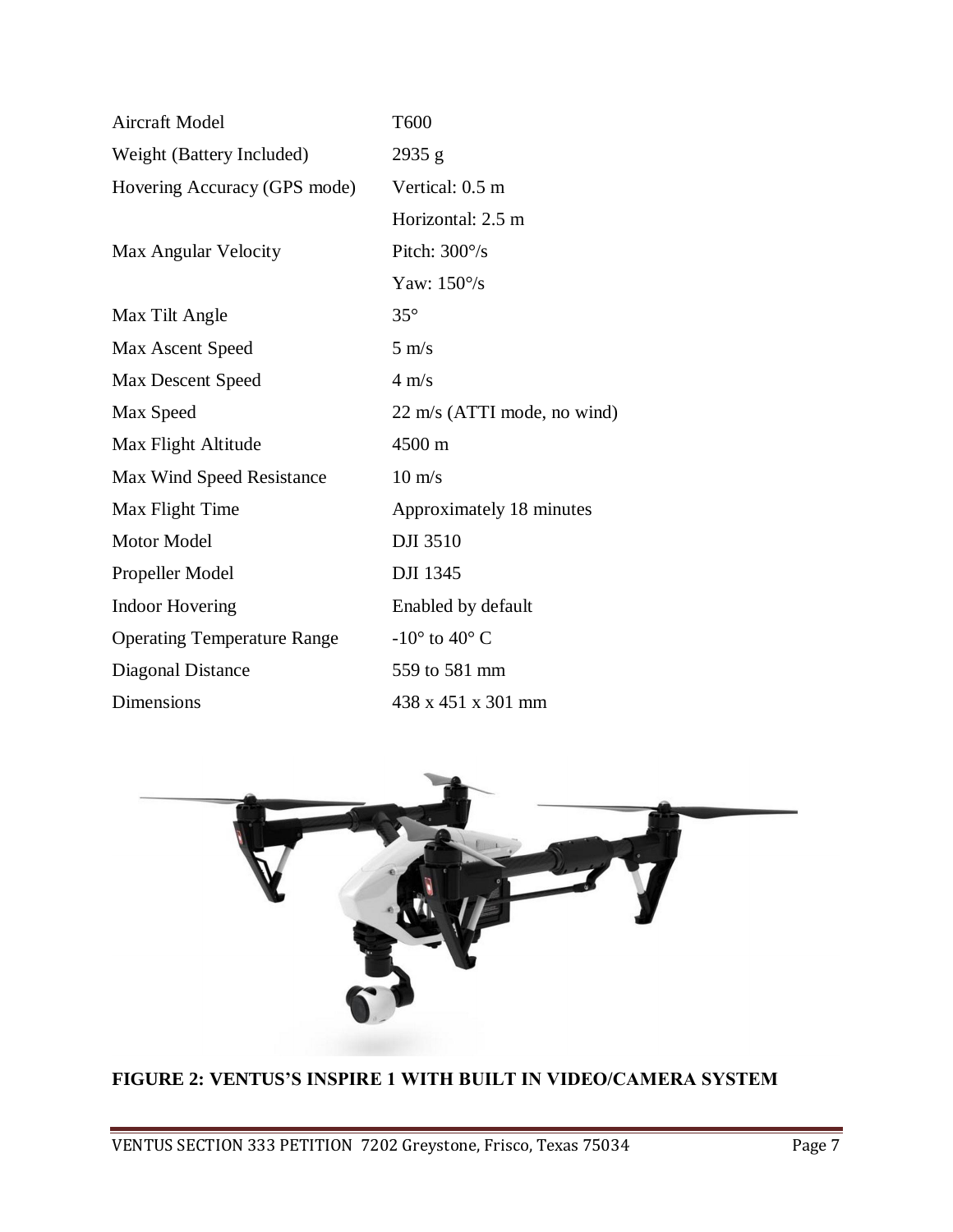| | |
|---|---|
| Aircraft Model | T600 |
| Weight (Battery Included) | 2935 g |
| Hovering Accuracy (GPS mode) | Vertical: 0.5 m |
| | Horizontal: 2.5 m |
| Max Angular Velocity | Pitch: 300°/s |
| | Yaw: 150°/s |
| Max Tilt Angle | 35° |
| Max Ascent Speed | 5 m/s |
| Max Descent Speed | 4 m/s |
| Max Speed | 22 m/s (ATTI mode, no wind) |
| Max Flight Altitude | 4500 m |
| Max Wind Speed Resistance | 10 m/s |
| Max Flight Time | Approximately 18 minutes |
| Motor Model | DJI 3510 |
| Propeller Model | DJI 1345 |
| Indoor Hovering | Enabled by default |
| Operating Temperature Range | -10° to 40° C |
| Diagonal Distance | 559 to 581 mm |
| Dimensions | 438 x 451 x 301 mm |

**FIGURE 2: VENTUS'S INSPIRE 1 WITH BUILT IN VIDEO/CAMERA SYSTEM**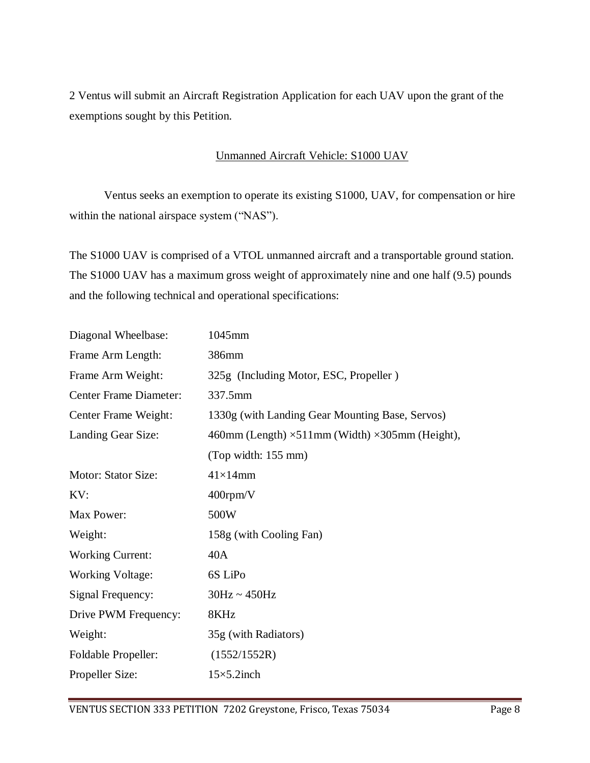2 Ventus will submit an Aircraft Registration Application for each UAV upon the grant of the exemptions sought by this Petition.

## Unmanned Aircraft Vehicle: S1000 UAV

Ventus seeks an exemption to operate its existing S1000, UAV, for compensation or hire within the national airspace system ("NAS").

The S1000 UAV is comprised of a VTOL unmanned aircraft and a transportable ground station. The S1000 UAV has a maximum gross weight of approximately nine and one half (9.5) pounds and the following technical and operational specifications:

| | |
|---|---|
| Diagonal Wheelbase: | 1045mm |
| Frame Arm Length: | 386mm |
| Frame Arm Weight: | 325g (Including Motor, ESC, Propeller ) |
| Center Frame Diameter: | 337.5mm |
| Center Frame Weight: | 1330g (with Landing Gear Mounting Base, Servos) |
| Landing Gear Size: | 460mm (Length) ×511mm (Width) ×305mm (Height), (Top width: 155 mm) |
| Motor: Stator Size: | 41×14mm |
| KV: | 400rpm/V |
| Max Power: | 500W |
| Weight: | 158g (with Cooling Fan) |
| Working Current: | 40A |
| Working Voltage: | 6S LiPo |
| Signal Frequency: | 30Hz ~ 450Hz |
| Drive PWM Frequency: | 8KHz |
| Weight: | 35g (with Radiators) |
| Foldable Propeller: | (1552/1552R) |
| Propeller Size: | 15×5.2inch |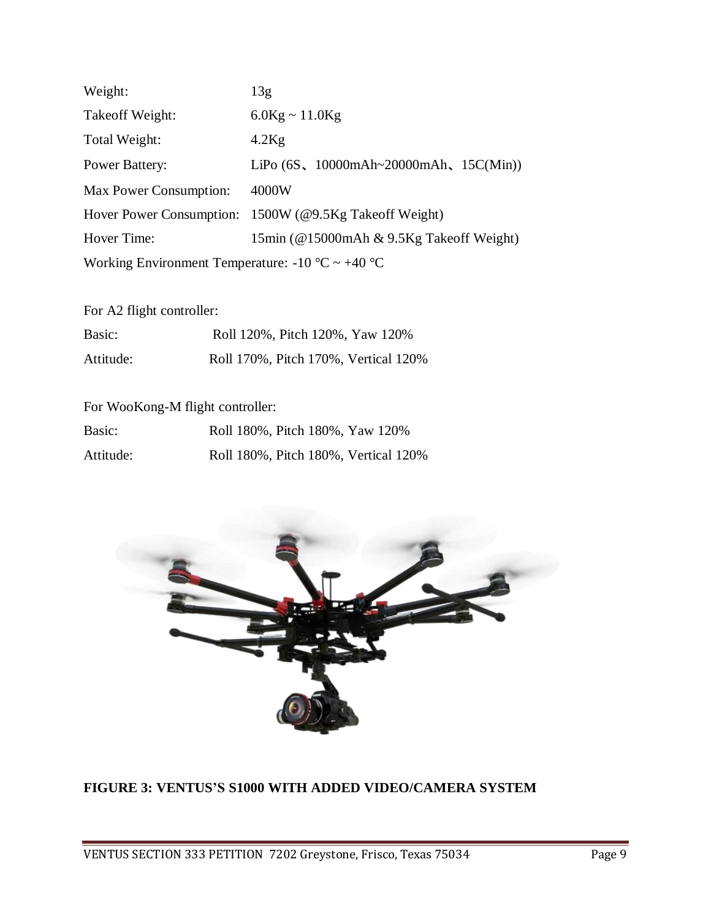| | |
|---|---|
| Weight: | 13g |
| Takeoff Weight: | 6.0Kg ~ 11.0Kg |
| Total Weight: | 4.2Kg |
| Power Battery: | LiPo (6S、10000mAh~20000mAh、15C(Min)) |
| Max Power Consumption: | 4000W |
| Hover Power Consumption: | 1500W (@9.5Kg Takeoff Weight) |
| Hover Time: | 15min (@15000mAh & 9.5Kg Takeoff Weight) |

Working Environment Temperature: -10 ℃ ~ +40 ℃

For A2 flight controller:

| | |
|---|---|
| Basic: | Roll 120%, Pitch 120%, Yaw 120% |
| Attitude: | Roll 170%, Pitch 170%, Vertical 120% |

For WooKong-M flight controller:

| | |
|---|---|
| Basic: | Roll 180%, Pitch 180%, Yaw 120% |
| Attitude: | Roll 180%, Pitch 180%, Vertical 120% |

**FIGURE 3: VENTUS'S S1000 WITH ADDED VIDEO/CAMERA SYSTEM**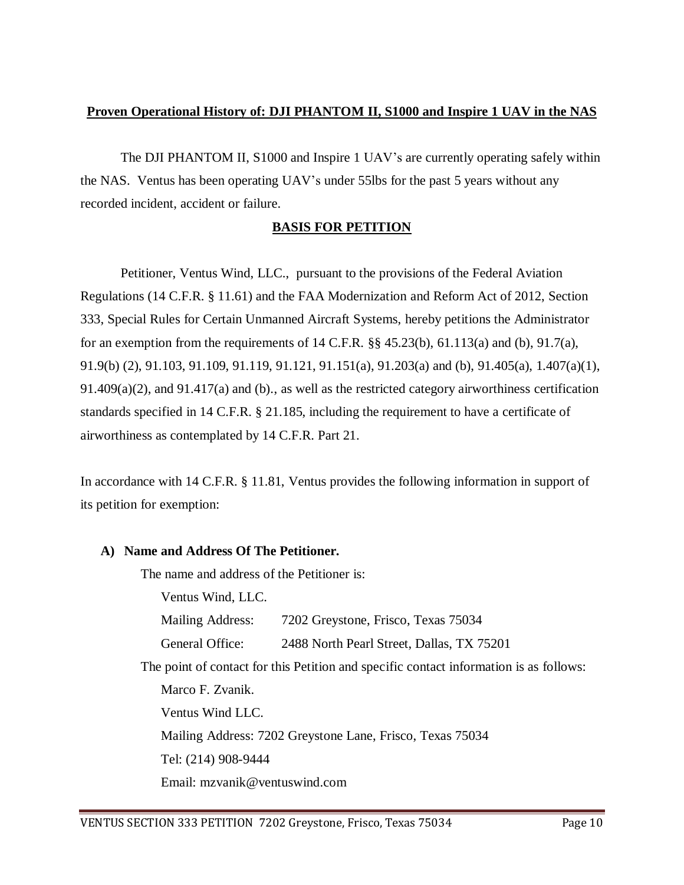**Proven Operational History of: DJI PHANTOM II, S1000 and Inspire 1 UAV in the NAS**

The DJI PHANTOM II, S1000 and Inspire 1 UAV's are currently operating safely within the NAS. Ventus has been operating UAV's under 55lbs for the past 5 years without any recorded incident, accident or failure.

**BASIS FOR PETITION**

Petitioner, Ventus Wind, LLC., pursuant to the provisions of the Federal Aviation Regulations (14 C.F.R. § 11.61) and the FAA Modernization and Reform Act of 2012, Section 333, Special Rules for Certain Unmanned Aircraft Systems, hereby petitions the Administrator for an exemption from the requirements of 14 C.F.R. §§ 45.23(b), 61.113(a) and (b), 91.7(a), 91.9(b) (2), 91.103, 91.109, 91.119, 91.121, 91.151(a), 91.203(a) and (b), 91.405(a), 1.407(a)(1), 91.409(a)(2), and 91.417(a) and (b)., as well as the restricted category airworthiness certification standards specified in 14 C.F.R. § 21.185, including the requirement to have a certificate of airworthiness as contemplated by 14 C.F.R. Part 21.

In accordance with 14 C.F.R. § 11.81, Ventus provides the following information in support of its petition for exemption:

**A) Name and Address Of The Petitioner.**

The name and address of the Petitioner is:

Ventus Wind, LLC.

Mailing Address: 7202 Greystone, Frisco, Texas 75034

General Office: 2488 North Pearl Street, Dallas, TX 75201

The point of contact for this Petition and specific contact information is as follows:

Marco F. Zvanik.

Ventus Wind LLC.

Mailing Address: 7202 Greystone Lane, Frisco, Texas 75034

Tel: (214) 908-9444

Email: mzvanik@ventuswind.com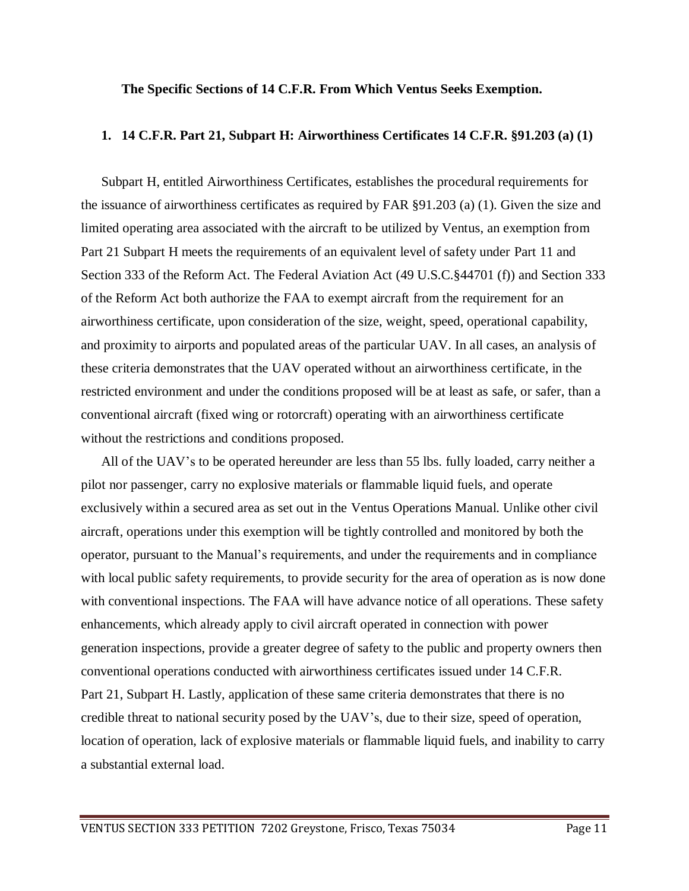**The Specific Sections of 14 C.F.R. From Which Ventus Seeks Exemption.**

**1. 14 C.F.R. Part 21, Subpart H: Airworthiness Certificates 14 C.F.R. §91.203 (a) (1)**

Subpart H, entitled Airworthiness Certificates, establishes the procedural requirements for the issuance of airworthiness certificates as required by FAR §91.203 (a) (1). Given the size and limited operating area associated with the aircraft to be utilized by Ventus, an exemption from Part 21 Subpart H meets the requirements of an equivalent level of safety under Part 11 and Section 333 of the Reform Act. The Federal Aviation Act (49 U.S.C.§44701 (f)) and Section 333 of the Reform Act both authorize the FAA to exempt aircraft from the requirement for an airworthiness certificate, upon consideration of the size, weight, speed, operational capability, and proximity to airports and populated areas of the particular UAV. In all cases, an analysis of these criteria demonstrates that the UAV operated without an airworthiness certificate, in the restricted environment and under the conditions proposed will be at least as safe, or safer, than a conventional aircraft (fixed wing or rotorcraft) operating with an airworthiness certificate without the restrictions and conditions proposed.

All of the UAV's to be operated hereunder are less than 55 lbs. fully loaded, carry neither a pilot nor passenger, carry no explosive materials or flammable liquid fuels, and operate exclusively within a secured area as set out in the Ventus Operations Manual. Unlike other civil aircraft, operations under this exemption will be tightly controlled and monitored by both the operator, pursuant to the Manual's requirements, and under the requirements and in compliance with local public safety requirements, to provide security for the area of operation as is now done with conventional inspections. The FAA will have advance notice of all operations. These safety enhancements, which already apply to civil aircraft operated in connection with power generation inspections, provide a greater degree of safety to the public and property owners then conventional operations conducted with airworthiness certificates issued under 14 C.F.R. Part 21, Subpart H. Lastly, application of these same criteria demonstrates that there is no credible threat to national security posed by the UAV's, due to their size, speed of operation, location of operation, lack of explosive materials or flammable liquid fuels, and inability to carry a substantial external load.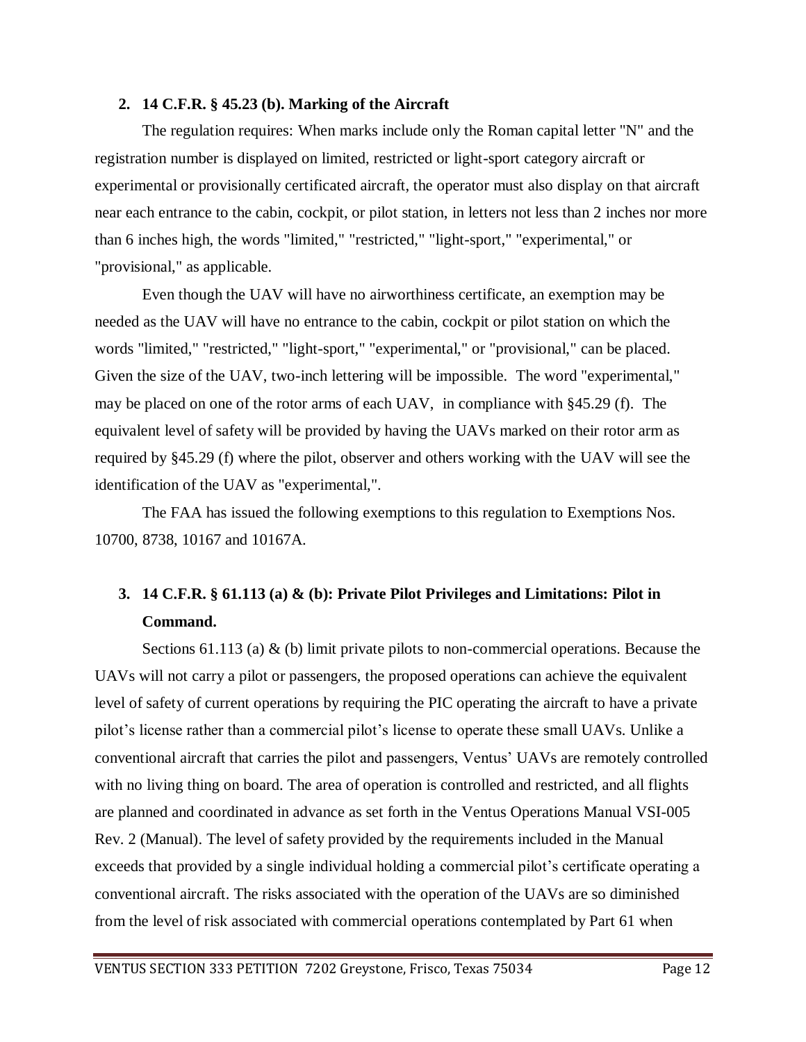**2. 14 C.F.R. § 45.23 (b). Marking of the Aircraft**

The regulation requires: When marks include only the Roman capital letter "N" and the registration number is displayed on limited, restricted or light-sport category aircraft or experimental or provisionally certificated aircraft, the operator must also display on that aircraft near each entrance to the cabin, cockpit, or pilot station, in letters not less than 2 inches nor more than 6 inches high, the words "limited," "restricted," "light-sport," "experimental," or "provisional," as applicable.

Even though the UAV will have no airworthiness certificate, an exemption may be needed as the UAV will have no entrance to the cabin, cockpit or pilot station on which the words "limited," "restricted," "light-sport," "experimental," or "provisional," can be placed. Given the size of the UAV, two-inch lettering will be impossible. The word "experimental," may be placed on one of the rotor arms of each UAV, in compliance with §45.29 (f). The equivalent level of safety will be provided by having the UAVs marked on their rotor arm as required by §45.29 (f) where the pilot, observer and others working with the UAV will see the identification of the UAV as "experimental,".

The FAA has issued the following exemptions to this regulation to Exemptions Nos. 10700, 8738, 10167 and 10167A.

**3. 14 C.F.R. § 61.113 (a) & (b): Private Pilot Privileges and Limitations: Pilot in Command.**

Sections 61.113 (a) & (b) limit private pilots to non-commercial operations. Because the UAVs will not carry a pilot or passengers, the proposed operations can achieve the equivalent level of safety of current operations by requiring the PIC operating the aircraft to have a private pilot's license rather than a commercial pilot's license to operate these small UAVs. Unlike a conventional aircraft that carries the pilot and passengers, Ventus' UAVs are remotely controlled with no living thing on board. The area of operation is controlled and restricted, and all flights are planned and coordinated in advance as set forth in the Ventus Operations Manual VSI-005 Rev. 2 (Manual). The level of safety provided by the requirements included in the Manual exceeds that provided by a single individual holding a commercial pilot's certificate operating a conventional aircraft. The risks associated with the operation of the UAVs are so diminished from the level of risk associated with commercial operations contemplated by Part 61 when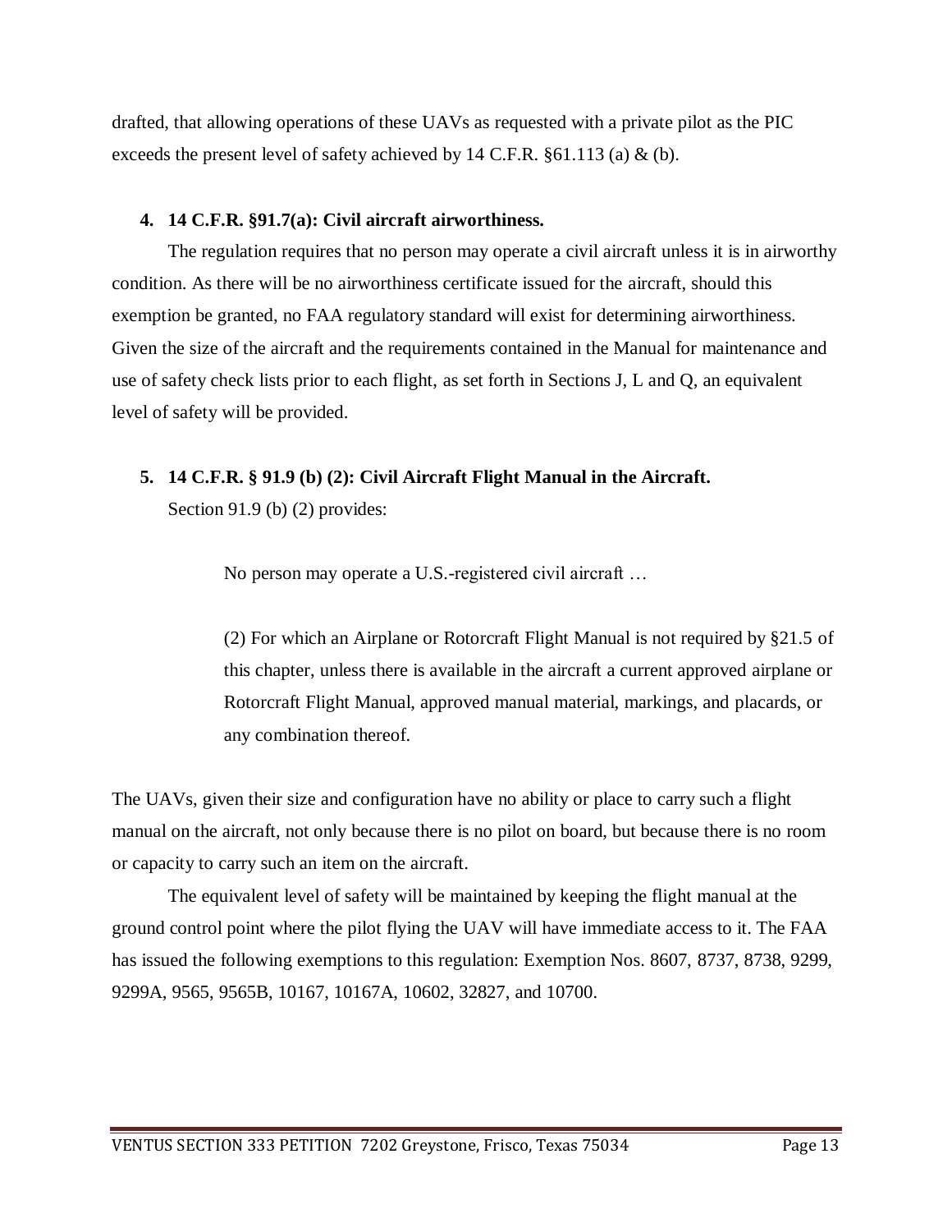drafted, that allowing operations of these UAVs as requested with a private pilot as the PIC exceeds the present level of safety achieved by 14 C.F.R. §61.113 (a) & (b).

**4. 14 C.F.R. §91.7(a): Civil aircraft airworthiness.**

The regulation requires that no person may operate a civil aircraft unless it is in airworthy condition. As there will be no airworthiness certificate issued for the aircraft, should this exemption be granted, no FAA regulatory standard will exist for determining airworthiness. Given the size of the aircraft and the requirements contained in the Manual for maintenance and use of safety check lists prior to each flight, as set forth in Sections J, L and Q, an equivalent level of safety will be provided.

**5. 14 C.F.R. § 91.9 (b) (2): Civil Aircraft Flight Manual in the Aircraft.**

Section 91.9 (b) (2) provides:

> No person may operate a U.S.-registered civil aircraft …
>
> (2) For which an Airplane or Rotorcraft Flight Manual is not required by §21.5 of this chapter, unless there is available in the aircraft a current approved airplane or Rotorcraft Flight Manual, approved manual material, markings, and placards, or any combination thereof.

The UAVs, given their size and configuration have no ability or place to carry such a flight manual on the aircraft, not only because there is no pilot on board, but because there is no room or capacity to carry such an item on the aircraft.

The equivalent level of safety will be maintained by keeping the flight manual at the ground control point where the pilot flying the UAV will have immediate access to it. The FAA has issued the following exemptions to this regulation: Exemption Nos. 8607, 8737, 8738, 9299, 9299A, 9565, 9565B, 10167, 10167A, 10602, 32827, and 10700.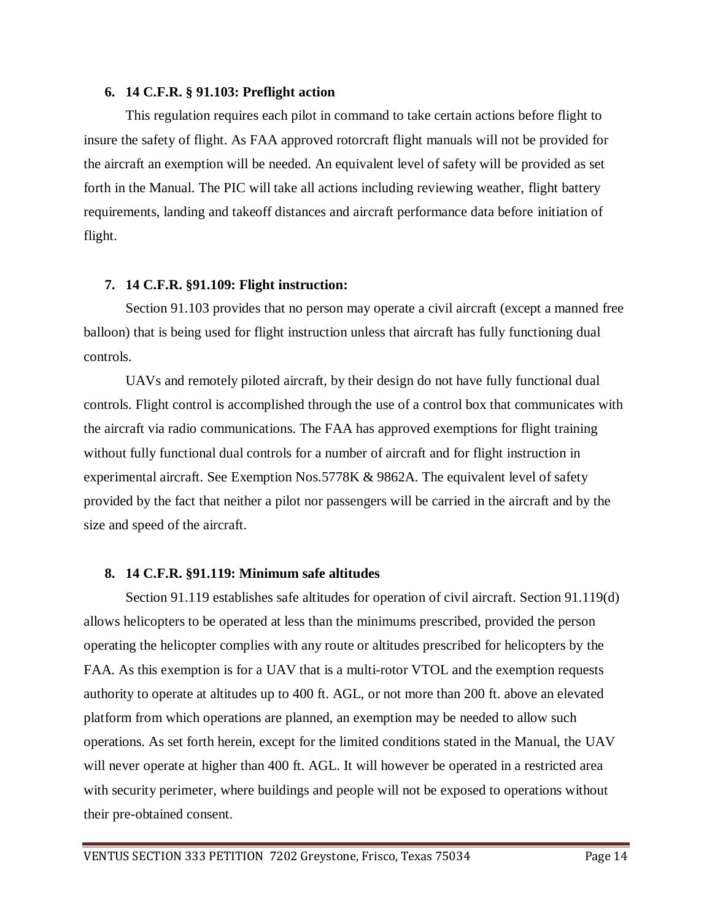**6. 14 C.F.R. § 91.103: Preflight action**

This regulation requires each pilot in command to take certain actions before flight to insure the safety of flight. As FAA approved rotorcraft flight manuals will not be provided for the aircraft an exemption will be needed. An equivalent level of safety will be provided as set forth in the Manual. The PIC will take all actions including reviewing weather, flight battery requirements, landing and takeoff distances and aircraft performance data before initiation of flight.

**7. 14 C.F.R. §91.109: Flight instruction:**

Section 91.103 provides that no person may operate a civil aircraft (except a manned free balloon) that is being used for flight instruction unless that aircraft has fully functioning dual controls.

UAVs and remotely piloted aircraft, by their design do not have fully functional dual controls. Flight control is accomplished through the use of a control box that communicates with the aircraft via radio communications. The FAA has approved exemptions for flight training without fully functional dual controls for a number of aircraft and for flight instruction in experimental aircraft. See Exemption Nos.5778K & 9862A. The equivalent level of safety provided by the fact that neither a pilot nor passengers will be carried in the aircraft and by the size and speed of the aircraft.

**8. 14 C.F.R. §91.119: Minimum safe altitudes**

Section 91.119 establishes safe altitudes for operation of civil aircraft. Section 91.119(d) allows helicopters to be operated at less than the minimums prescribed, provided the person operating the helicopter complies with any route or altitudes prescribed for helicopters by the FAA. As this exemption is for a UAV that is a multi-rotor VTOL and the exemption requests authority to operate at altitudes up to 400 ft. AGL, or not more than 200 ft. above an elevated platform from which operations are planned, an exemption may be needed to allow such operations. As set forth herein, except for the limited conditions stated in the Manual, the UAV will never operate at higher than 400 ft. AGL. It will however be operated in a restricted area with security perimeter, where buildings and people will not be exposed to operations without their pre-obtained consent.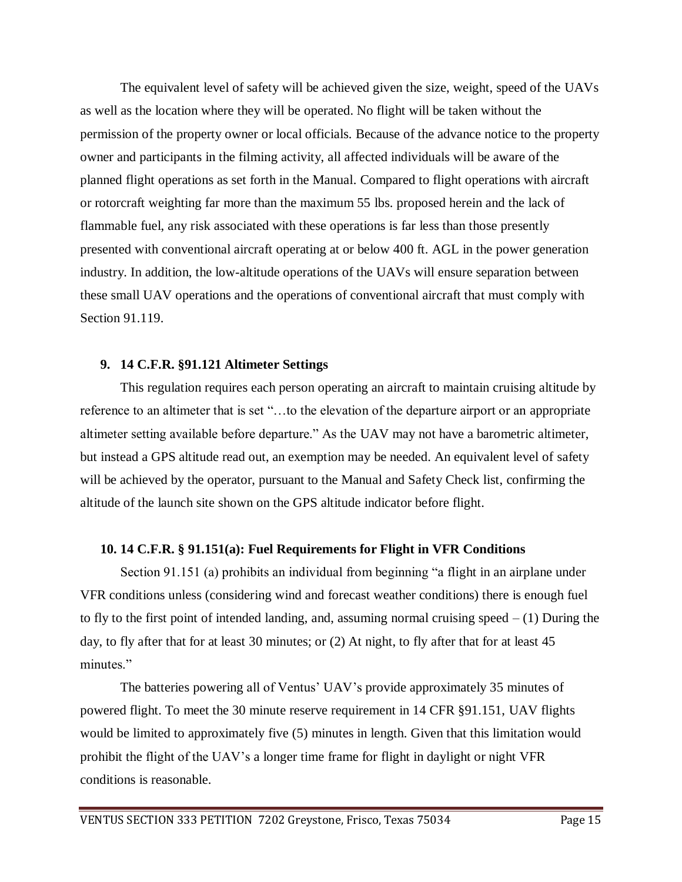The equivalent level of safety will be achieved given the size, weight, speed of the UAVs as well as the location where they will be operated. No flight will be taken without the permission of the property owner or local officials. Because of the advance notice to the property owner and participants in the filming activity, all affected individuals will be aware of the planned flight operations as set forth in the Manual. Compared to flight operations with aircraft or rotorcraft weighting far more than the maximum 55 lbs. proposed herein and the lack of flammable fuel, any risk associated with these operations is far less than those presently presented with conventional aircraft operating at or below 400 ft. AGL in the power generation industry. In addition, the low-altitude operations of the UAVs will ensure separation between these small UAV operations and the operations of conventional aircraft that must comply with Section 91.119.

### 9. 14 C.F.R. §91.121 Altimeter Settings

This regulation requires each person operating an aircraft to maintain cruising altitude by reference to an altimeter that is set "…to the elevation of the departure airport or an appropriate altimeter setting available before departure." As the UAV may not have a barometric altimeter, but instead a GPS altitude read out, an exemption may be needed. An equivalent level of safety will be achieved by the operator, pursuant to the Manual and Safety Check list, confirming the altitude of the launch site shown on the GPS altitude indicator before flight.

### 10. 14 C.F.R. § 91.151(a): Fuel Requirements for Flight in VFR Conditions

Section 91.151 (a) prohibits an individual from beginning "a flight in an airplane under VFR conditions unless (considering wind and forecast weather conditions) there is enough fuel to fly to the first point of intended landing, and, assuming normal cruising speed – (1) During the day, to fly after that for at least 30 minutes; or (2) At night, to fly after that for at least 45 minutes."

The batteries powering all of Ventus' UAV's provide approximately 35 minutes of powered flight. To meet the 30 minute reserve requirement in 14 CFR §91.151, UAV flights would be limited to approximately five (5) minutes in length. Given that this limitation would prohibit the flight of the UAV's a longer time frame for flight in daylight or night VFR conditions is reasonable.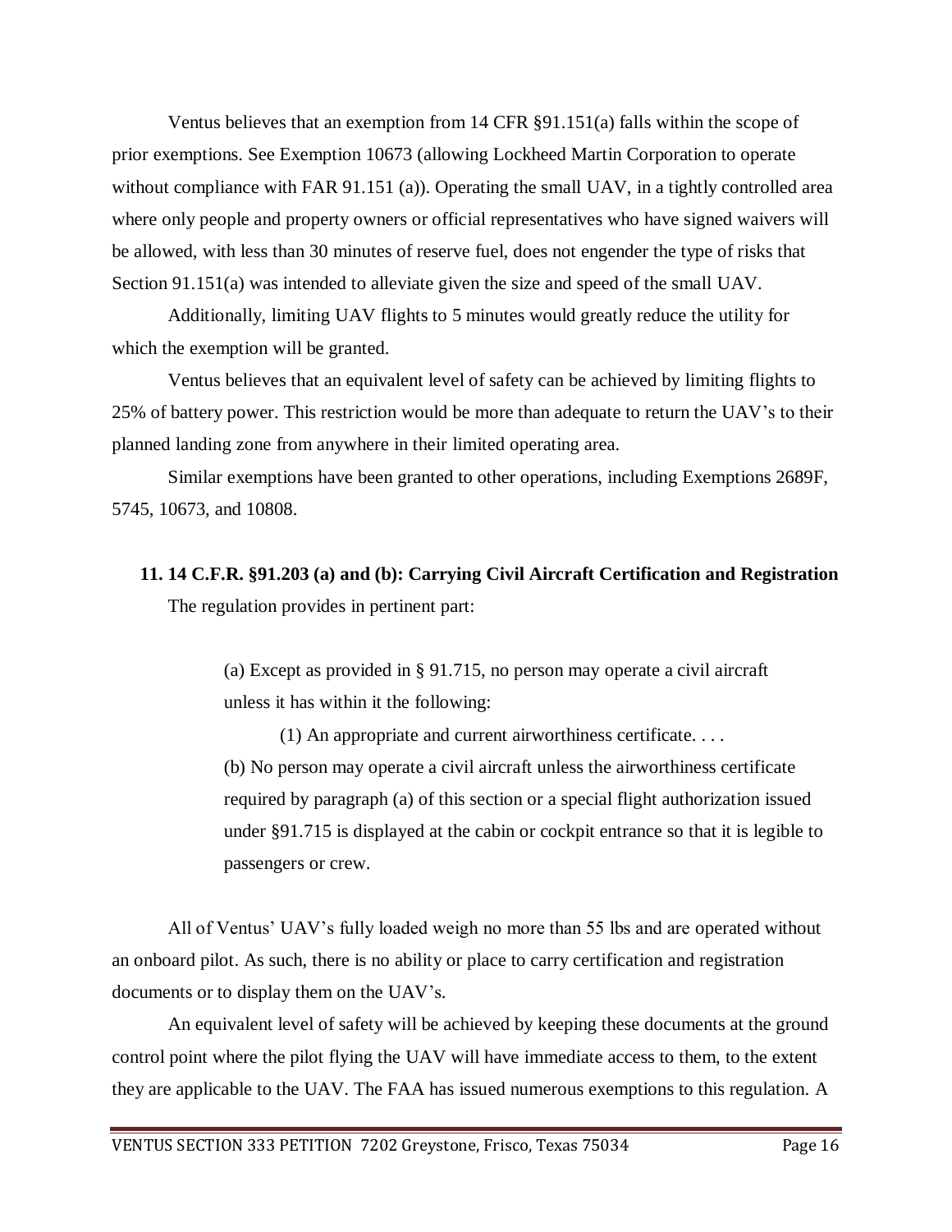Ventus believes that an exemption from 14 CFR §91.151(a) falls within the scope of prior exemptions. See Exemption 10673 (allowing Lockheed Martin Corporation to operate without compliance with FAR 91.151 (a)). Operating the small UAV, in a tightly controlled area where only people and property owners or official representatives who have signed waivers will be allowed, with less than 30 minutes of reserve fuel, does not engender the type of risks that Section 91.151(a) was intended to alleviate given the size and speed of the small UAV.

Additionally, limiting UAV flights to 5 minutes would greatly reduce the utility for which the exemption will be granted.

Ventus believes that an equivalent level of safety can be achieved by limiting flights to 25% of battery power. This restriction would be more than adequate to return the UAV's to their planned landing zone from anywhere in their limited operating area.

Similar exemptions have been granted to other operations, including Exemptions 2689F, 5745, 10673, and 10808.

## 11. 14 C.F.R. §91.203 (a) and (b): Carrying Civil Aircraft Certification and Registration

The regulation provides in pertinent part:

> (a) Except as provided in § 91.715, no person may operate a civil aircraft unless it has within it the following:
>
> (1) An appropriate and current airworthiness certificate. . . .
>
> (b) No person may operate a civil aircraft unless the airworthiness certificate required by paragraph (a) of this section or a special flight authorization issued under §91.715 is displayed at the cabin or cockpit entrance so that it is legible to passengers or crew.

All of Ventus' UAV's fully loaded weigh no more than 55 lbs and are operated without an onboard pilot. As such, there is no ability or place to carry certification and registration documents or to display them on the UAV's.

An equivalent level of safety will be achieved by keeping these documents at the ground control point where the pilot flying the UAV will have immediate access to them, to the extent they are applicable to the UAV. The FAA has issued numerous exemptions to this regulation. A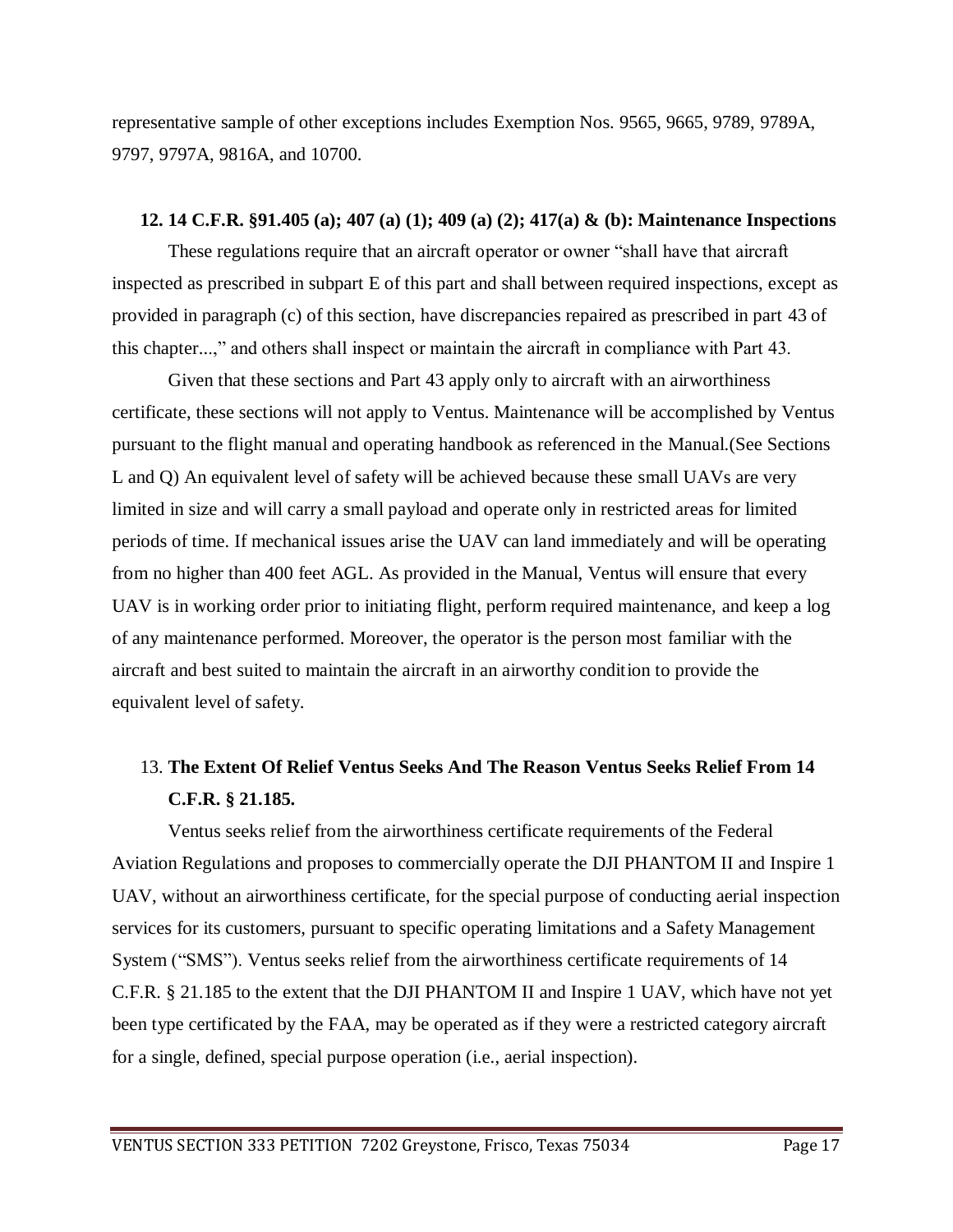representative sample of other exceptions includes Exemption Nos. 9565, 9665, 9789, 9789A, 9797, 9797A, 9816A, and 10700.

**12. 14 C.F.R. §91.405 (a); 407 (a) (1); 409 (a) (2); 417(a) & (b): Maintenance Inspections**

These regulations require that an aircraft operator or owner "shall have that aircraft inspected as prescribed in subpart E of this part and shall between required inspections, except as provided in paragraph (c) of this section, have discrepancies repaired as prescribed in part 43 of this chapter...," and others shall inspect or maintain the aircraft in compliance with Part 43.

Given that these sections and Part 43 apply only to aircraft with an airworthiness certificate, these sections will not apply to Ventus. Maintenance will be accomplished by Ventus pursuant to the flight manual and operating handbook as referenced in the Manual.(See Sections L and Q) An equivalent level of safety will be achieved because these small UAVs are very limited in size and will carry a small payload and operate only in restricted areas for limited periods of time. If mechanical issues arise the UAV can land immediately and will be operating from no higher than 400 feet AGL. As provided in the Manual, Ventus will ensure that every UAV is in working order prior to initiating flight, perform required maintenance, and keep a log of any maintenance performed. Moreover, the operator is the person most familiar with the aircraft and best suited to maintain the aircraft in an airworthy condition to provide the equivalent level of safety.

13. **The Extent Of Relief Ventus Seeks And The Reason Ventus Seeks Relief From 14 C.F.R. § 21.185.**

Ventus seeks relief from the airworthiness certificate requirements of the Federal Aviation Regulations and proposes to commercially operate the DJI PHANTOM II and Inspire 1 UAV, without an airworthiness certificate, for the special purpose of conducting aerial inspection services for its customers, pursuant to specific operating limitations and a Safety Management System ("SMS"). Ventus seeks relief from the airworthiness certificate requirements of 14 C.F.R. § 21.185 to the extent that the DJI PHANTOM II and Inspire 1 UAV, which have not yet been type certificated by the FAA, may be operated as if they were a restricted category aircraft for a single, defined, special purpose operation (i.e., aerial inspection).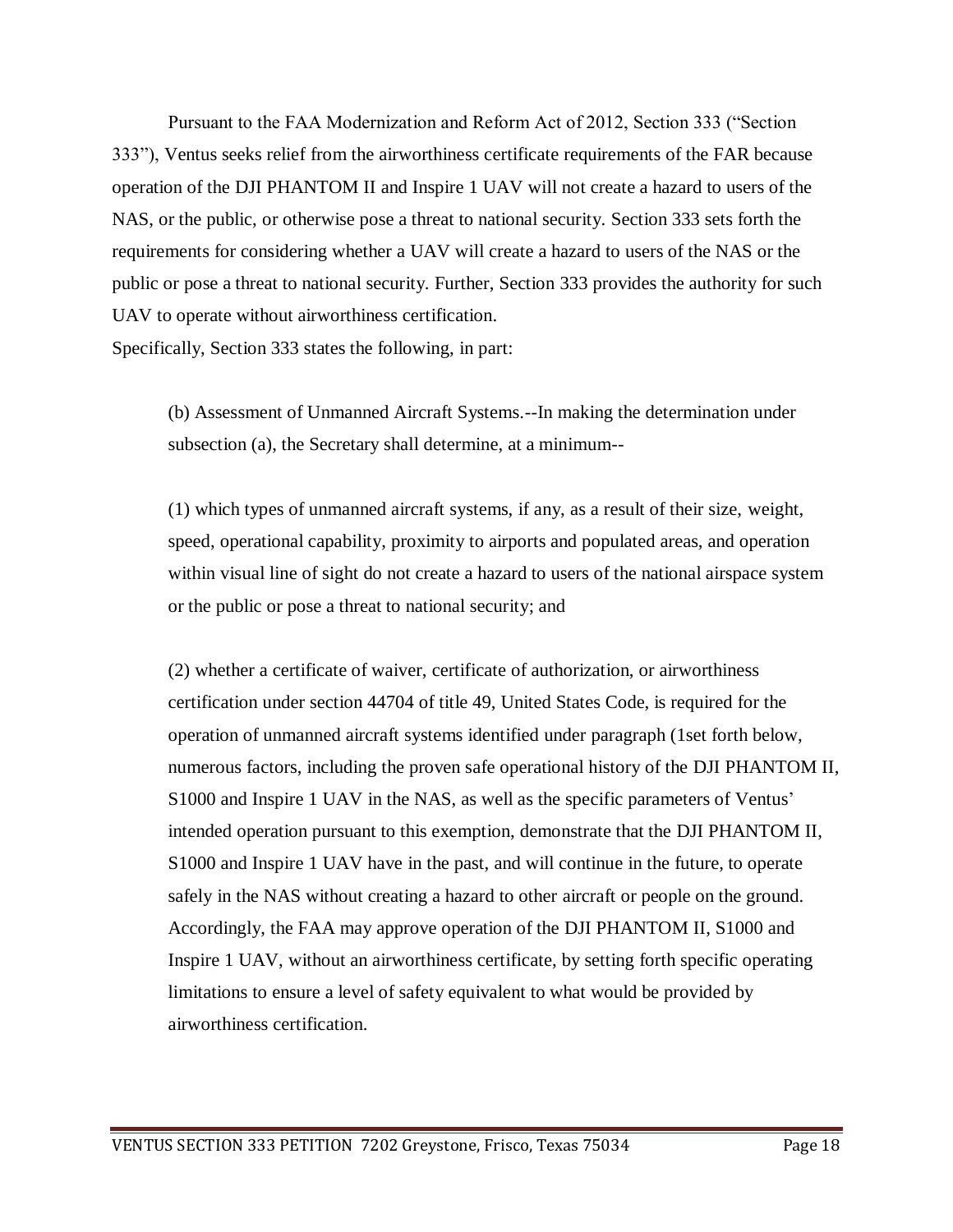Pursuant to the FAA Modernization and Reform Act of 2012, Section 333 ("Section 333"), Ventus seeks relief from the airworthiness certificate requirements of the FAR because operation of the DJI PHANTOM II and Inspire 1 UAV will not create a hazard to users of the NAS, or the public, or otherwise pose a threat to national security. Section 333 sets forth the requirements for considering whether a UAV will create a hazard to users of the NAS or the public or pose a threat to national security. Further, Section 333 provides the authority for such UAV to operate without airworthiness certification.

Specifically, Section 333 states the following, in part:

> (b) Assessment of Unmanned Aircraft Systems.--In making the determination under subsection (a), the Secretary shall determine, at a minimum--
>
> (1) which types of unmanned aircraft systems, if any, as a result of their size, weight, speed, operational capability, proximity to airports and populated areas, and operation within visual line of sight do not create a hazard to users of the national airspace system or the public or pose a threat to national security; and
>
> (2) whether a certificate of waiver, certificate of authorization, or airworthiness certification under section 44704 of title 49, United States Code, is required for the operation of unmanned aircraft systems identified under paragraph (1set forth below, numerous factors, including the proven safe operational history of the DJI PHANTOM II, S1000 and Inspire 1 UAV in the NAS, as well as the specific parameters of Ventus' intended operation pursuant to this exemption, demonstrate that the DJI PHANTOM II, S1000 and Inspire 1 UAV have in the past, and will continue in the future, to operate safely in the NAS without creating a hazard to other aircraft or people on the ground. Accordingly, the FAA may approve operation of the DJI PHANTOM II, S1000 and Inspire 1 UAV, without an airworthiness certificate, by setting forth specific operating limitations to ensure a level of safety equivalent to what would be provided by airworthiness certification.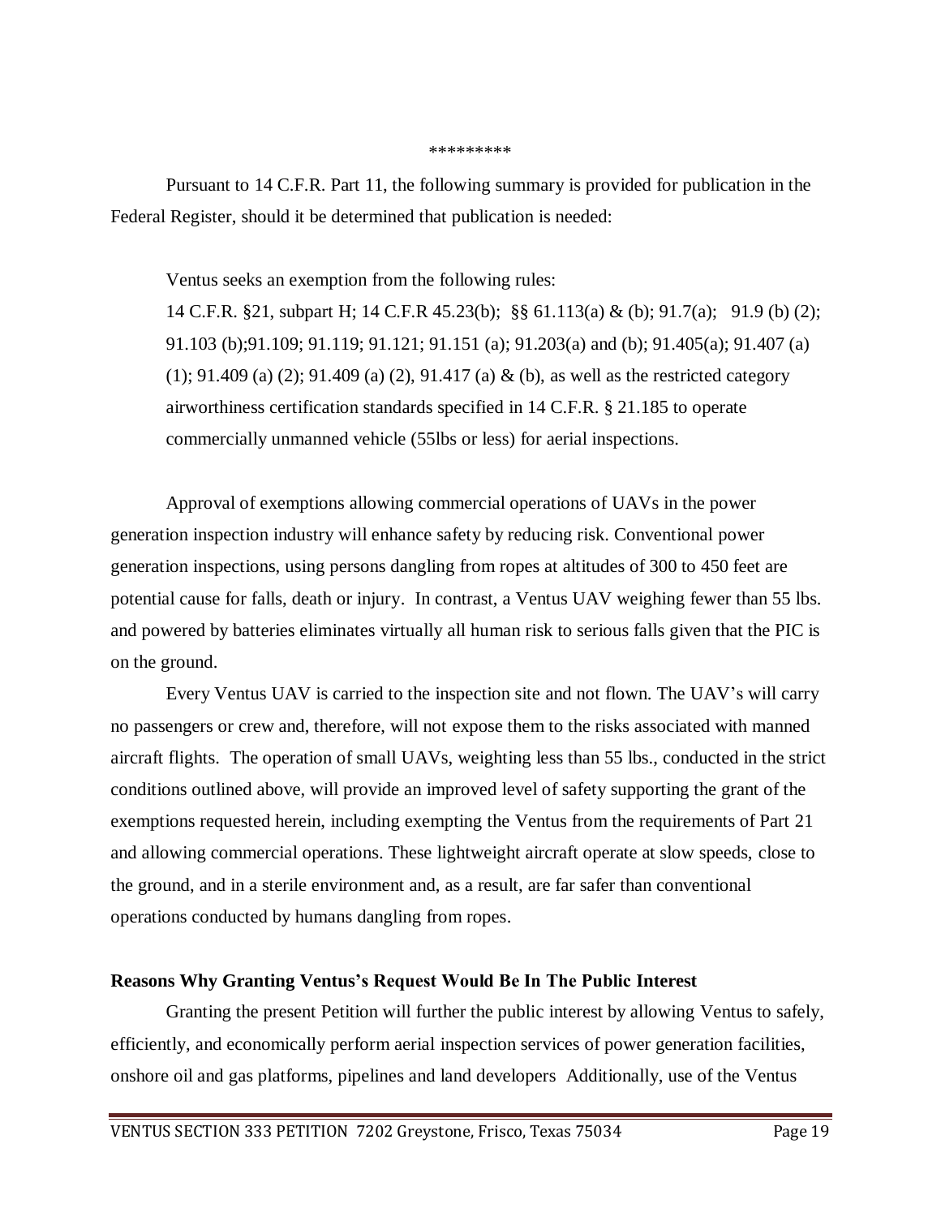*********

Pursuant to 14 C.F.R. Part 11, the following summary is provided for publication in the Federal Register, should it be determined that publication is needed:

> Ventus seeks an exemption from the following rules:
>
> 14 C.F.R. §21, subpart H; 14 C.F.R 45.23(b); §§ 61.113(a) & (b); 91.7(a); 91.9 (b) (2); 91.103 (b);91.109; 91.119; 91.121; 91.151 (a); 91.203(a) and (b); 91.405(a); 91.407 (a) (1); 91.409 (a) (2); 91.409 (a) (2), 91.417 (a) & (b), as well as the restricted category airworthiness certification standards specified in 14 C.F.R. § 21.185 to operate commercially unmanned vehicle (55lbs or less) for aerial inspections.

Approval of exemptions allowing commercial operations of UAVs in the power generation inspection industry will enhance safety by reducing risk. Conventional power generation inspections, using persons dangling from ropes at altitudes of 300 to 450 feet are potential cause for falls, death or injury. In contrast, a Ventus UAV weighing fewer than 55 lbs. and powered by batteries eliminates virtually all human risk to serious falls given that the PIC is on the ground.

Every Ventus UAV is carried to the inspection site and not flown. The UAV's will carry no passengers or crew and, therefore, will not expose them to the risks associated with manned aircraft flights. The operation of small UAVs, weighting less than 55 lbs., conducted in the strict conditions outlined above, will provide an improved level of safety supporting the grant of the exemptions requested herein, including exempting the Ventus from the requirements of Part 21 and allowing commercial operations. These lightweight aircraft operate at slow speeds, close to the ground, and in a sterile environment and, as a result, are far safer than conventional operations conducted by humans dangling from ropes.

**Reasons Why Granting Ventus's Request Would Be In The Public Interest**

Granting the present Petition will further the public interest by allowing Ventus to safely, efficiently, and economically perform aerial inspection services of power generation facilities, onshore oil and gas platforms, pipelines and land developers Additionally, use of the Ventus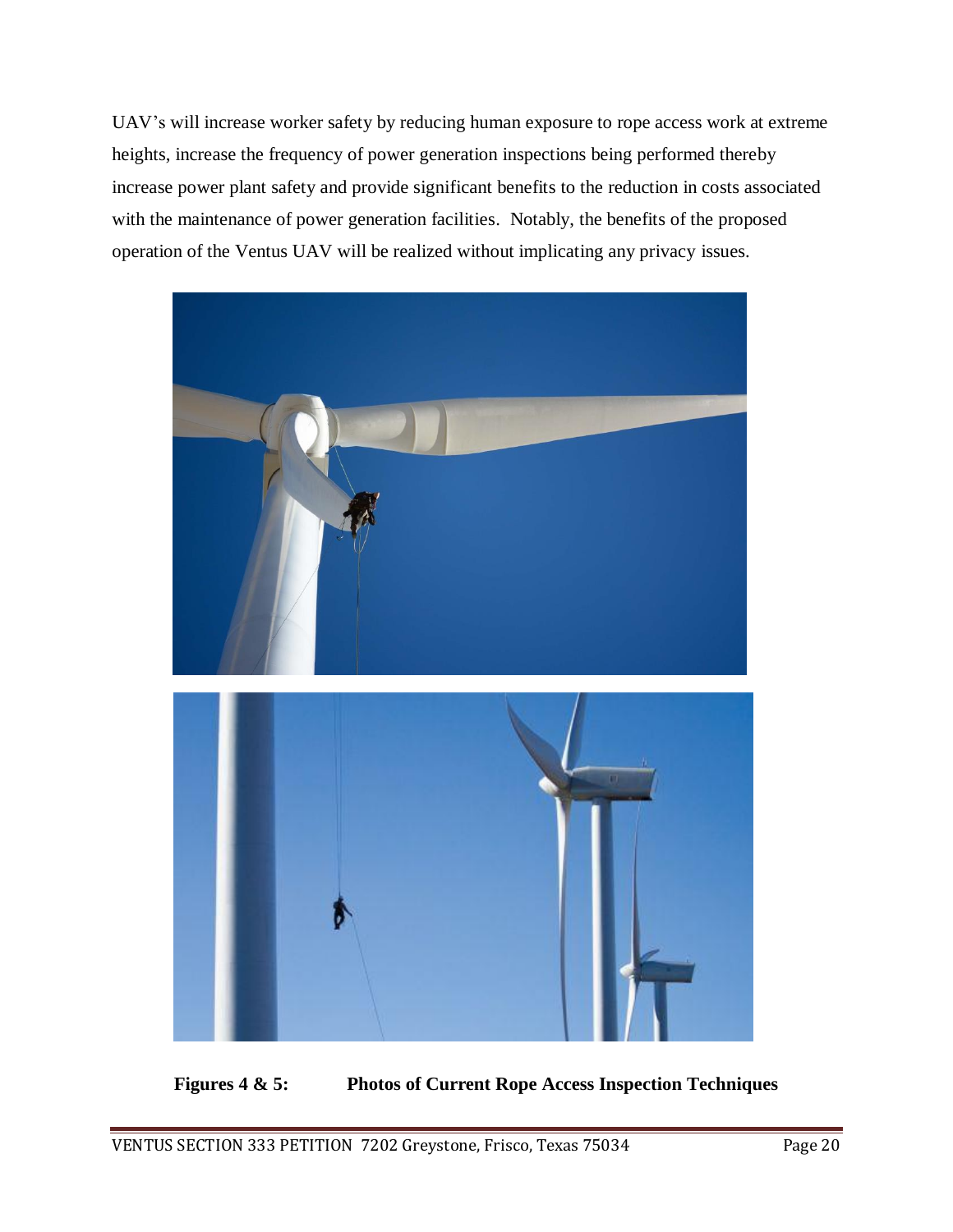UAV's will increase worker safety by reducing human exposure to rope access work at extreme heights, increase the frequency of power generation inspections being performed thereby increase power plant safety and provide significant benefits to the reduction in costs associated with the maintenance of power generation facilities. Notably, the benefits of the proposed operation of the Ventus UAV will be realized without implicating any privacy issues.

**Figures 4 & 5: Photos of Current Rope Access Inspection Techniques**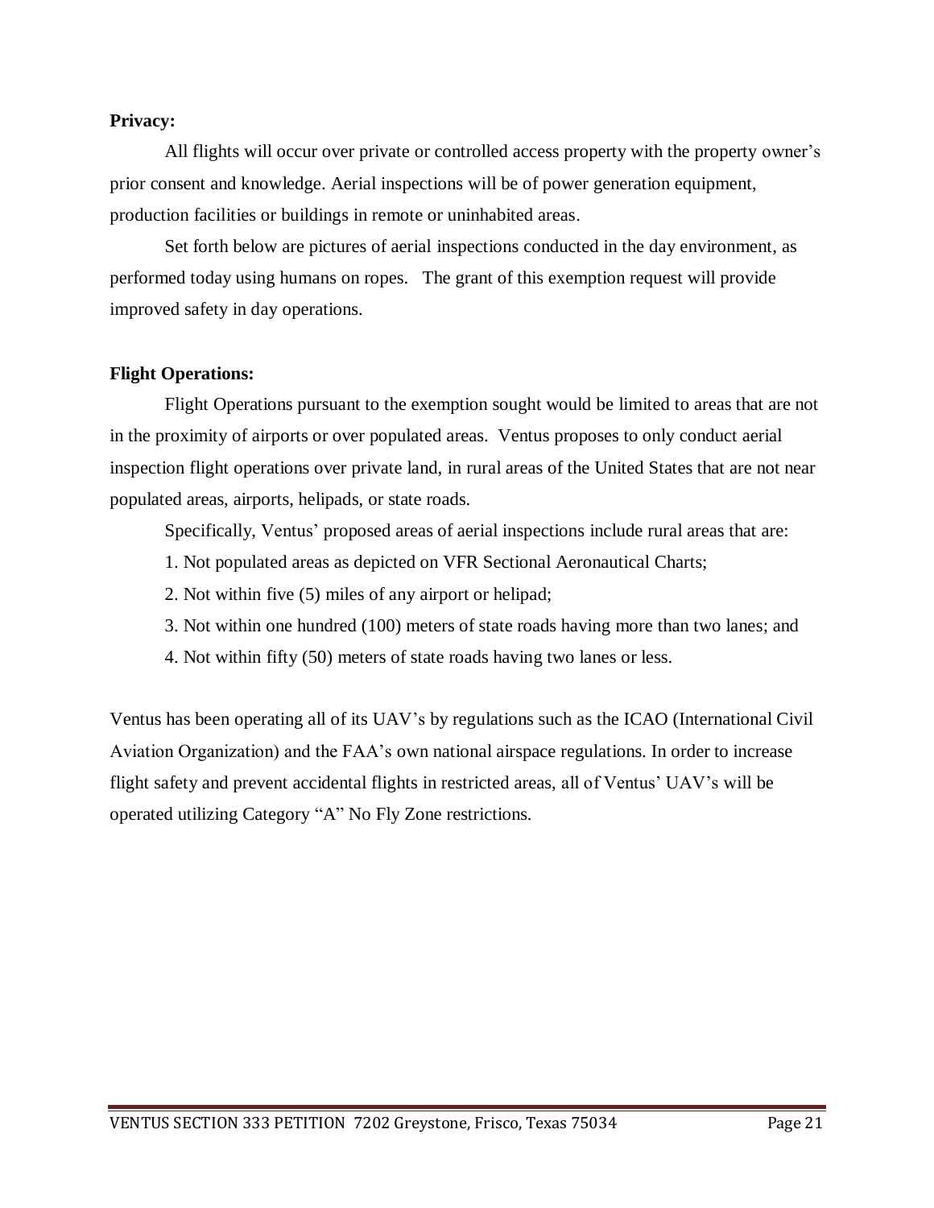**Privacy:**

All flights will occur over private or controlled access property with the property owner's prior consent and knowledge. Aerial inspections will be of power generation equipment, production facilities or buildings in remote or uninhabited areas.

Set forth below are pictures of aerial inspections conducted in the day environment, as performed today using humans on ropes. The grant of this exemption request will provide improved safety in day operations.

**Flight Operations:**

Flight Operations pursuant to the exemption sought would be limited to areas that are not in the proximity of airports or over populated areas. Ventus proposes to only conduct aerial inspection flight operations over private land, in rural areas of the United States that are not near populated areas, airports, helipads, or state roads.

Specifically, Ventus' proposed areas of aerial inspections include rural areas that are:

1. Not populated areas as depicted on VFR Sectional Aeronautical Charts;
2. Not within five (5) miles of any airport or helipad;
3. Not within one hundred (100) meters of state roads having more than two lanes; and
4. Not within fifty (50) meters of state roads having two lanes or less.

Ventus has been operating all of its UAV's by regulations such as the ICAO (International Civil Aviation Organization) and the FAA's own national airspace regulations. In order to increase flight safety and prevent accidental flights in restricted areas, all of Ventus' UAV's will be operated utilizing Category "A" No Fly Zone restrictions.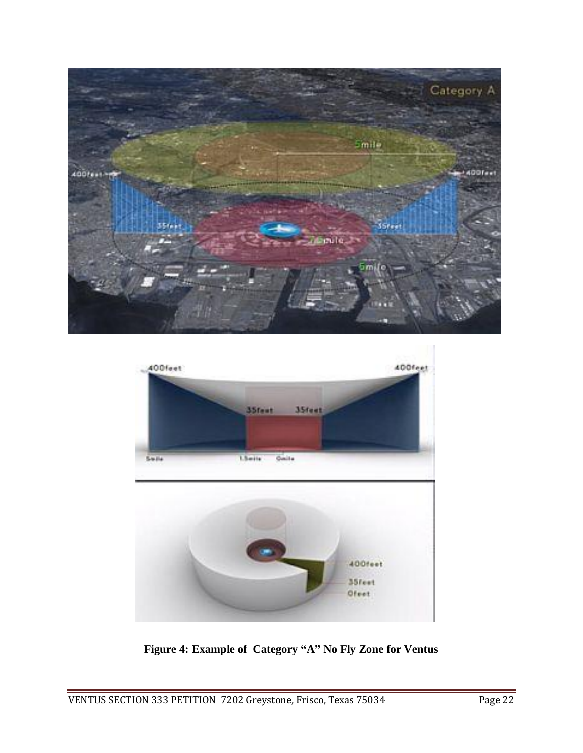**Figure 4: Example of Category "A" No Fly Zone for Ventus**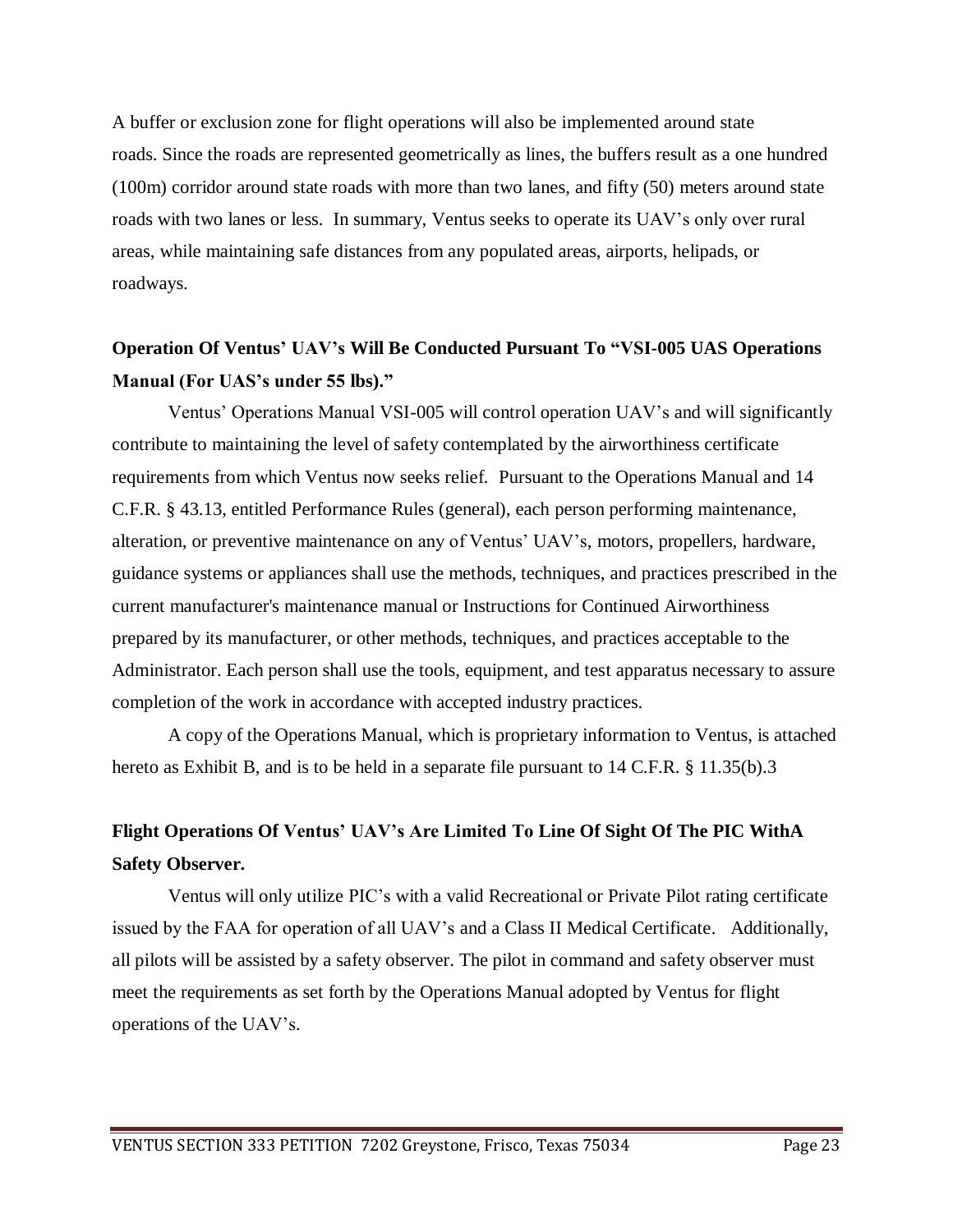A buffer or exclusion zone for flight operations will also be implemented around state roads. Since the roads are represented geometrically as lines, the buffers result as a one hundred (100m) corridor around state roads with more than two lanes, and fifty (50) meters around state roads with two lanes or less. In summary, Ventus seeks to operate its UAV's only over rural areas, while maintaining safe distances from any populated areas, airports, helipads, or roadways.

**Operation Of Ventus' UAV's Will Be Conducted Pursuant To "VSI-005 UAS Operations Manual (For UAS's under 55 lbs)."**

Ventus' Operations Manual VSI-005 will control operation UAV's and will significantly contribute to maintaining the level of safety contemplated by the airworthiness certificate requirements from which Ventus now seeks relief. Pursuant to the Operations Manual and 14 C.F.R. § 43.13, entitled Performance Rules (general), each person performing maintenance, alteration, or preventive maintenance on any of Ventus' UAV's, motors, propellers, hardware, guidance systems or appliances shall use the methods, techniques, and practices prescribed in the current manufacturer's maintenance manual or Instructions for Continued Airworthiness prepared by its manufacturer, or other methods, techniques, and practices acceptable to the Administrator. Each person shall use the tools, equipment, and test apparatus necessary to assure completion of the work in accordance with accepted industry practices.

A copy of the Operations Manual, which is proprietary information to Ventus, is attached hereto as Exhibit B, and is to be held in a separate file pursuant to 14 C.F.R. § 11.35(b).3

**Flight Operations Of Ventus' UAV's Are Limited To Line Of Sight Of The PIC WithA Safety Observer.**

Ventus will only utilize PIC's with a valid Recreational or Private Pilot rating certificate issued by the FAA for operation of all UAV's and a Class II Medical Certificate. Additionally, all pilots will be assisted by a safety observer. The pilot in command and safety observer must meet the requirements as set forth by the Operations Manual adopted by Ventus for flight operations of the UAV's.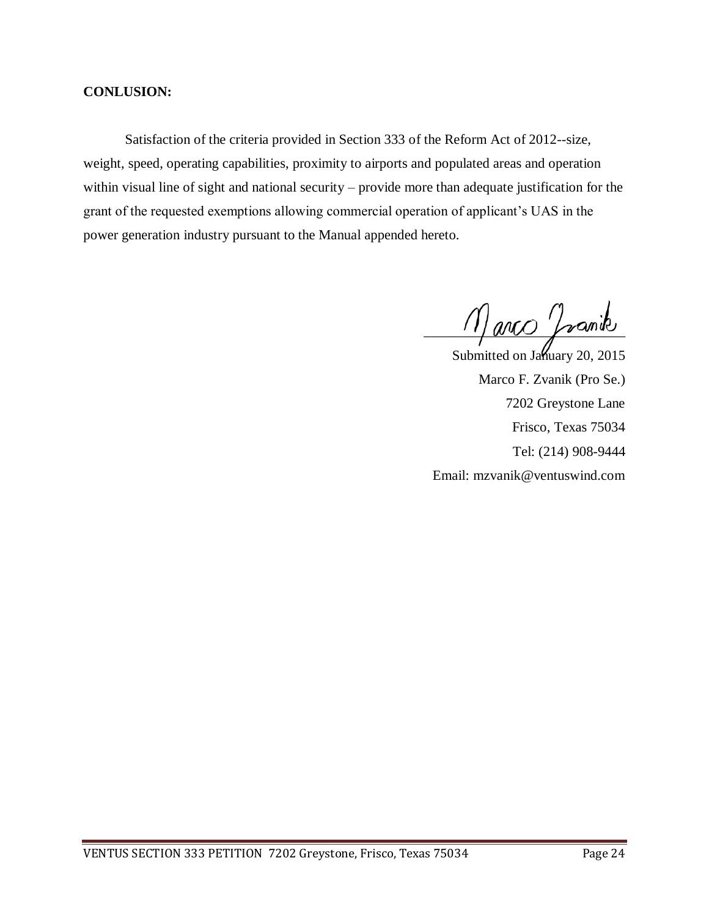**CONLUSION:**

Satisfaction of the criteria provided in Section 333 of the Reform Act of 2012--size, weight, speed, operating capabilities, proximity to airports and populated areas and operation within visual line of sight and national security – provide more than adequate justification for the grant of the requested exemptions allowing commercial operation of applicant's UAS in the power generation industry pursuant to the Manual appended hereto.

Marco Zvanik

Submitted on January 20, 2015
Marco F. Zvanik (Pro Se.)
7202 Greystone Lane
Frisco, Texas 75034
Tel: (214) 908-9444
Email: mzvanik@ventuswind.com